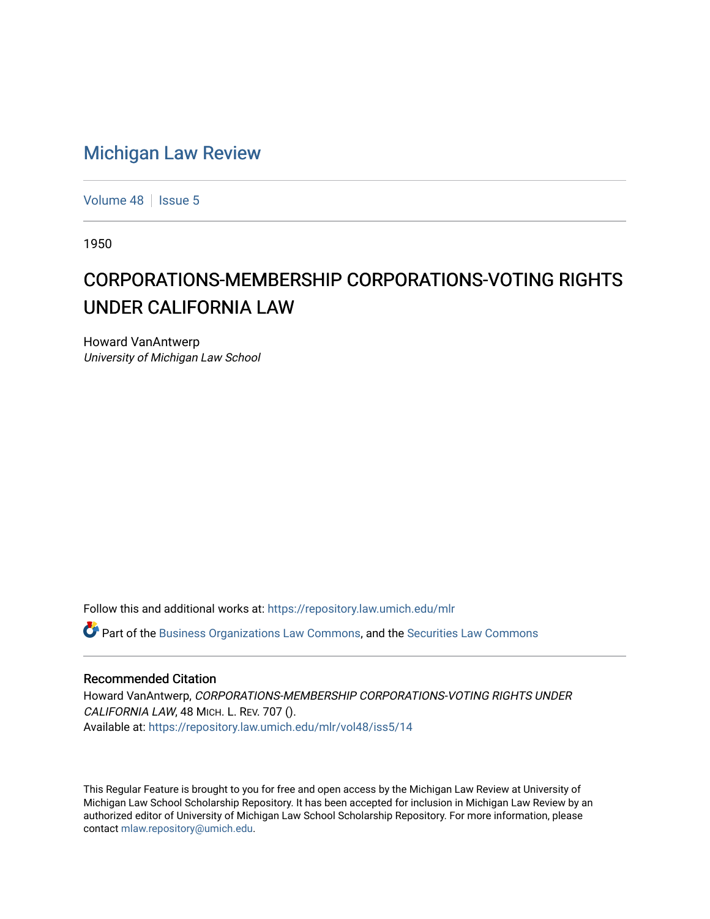# Michigan Law Review

Volume 48 | Issue 5

1950

## CORPORATIONS-MEMBERSHIP CORPORATIONS-VOTING RIGHTS UNDER CALIFORNIA LAW

Howard VanAntwerp
*University of Michigan Law School*

Follow this and additional works at: https://repository.law.umich.edu/mlr

Part of the Business Organizations Law Commons, and the Securities Law Commons

### Recommended Citation

Howard VanAntwerp, *CORPORATIONS-MEMBERSHIP CORPORATIONS-VOTING RIGHTS UNDER CALIFORNIA LAW*, 48 MICH. L. REV. 707 ().
Available at: https://repository.law.umich.edu/mlr/vol48/iss5/14

This Regular Feature is brought to you for free and open access by the Michigan Law Review at University of Michigan Law School Scholarship Repository. It has been accepted for inclusion in Michigan Law Review by an authorized editor of University of Michigan Law School Scholarship Repository. For more information, please contact mlaw.repository@umich.edu.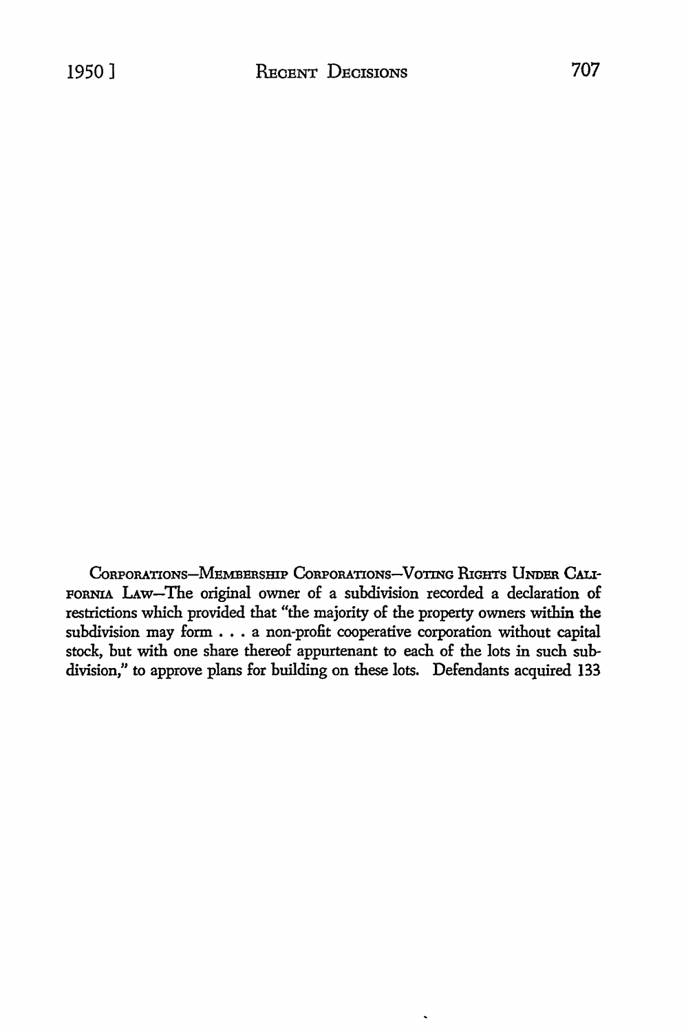CORPORATIONS—MEMBERSHIP CORPORATIONS—VOTING RIGHTS UNDER CALIFORNIA LAW—The original owner of a subdivision recorded a declaration of restrictions which provided that "the majority of the property owners within the subdivision may form . . . a non-profit cooperative corporation without capital stock, but with one share thereof appurtenant to each of the lots in such subdivision," to approve plans for building on these lots. Defendants acquired 133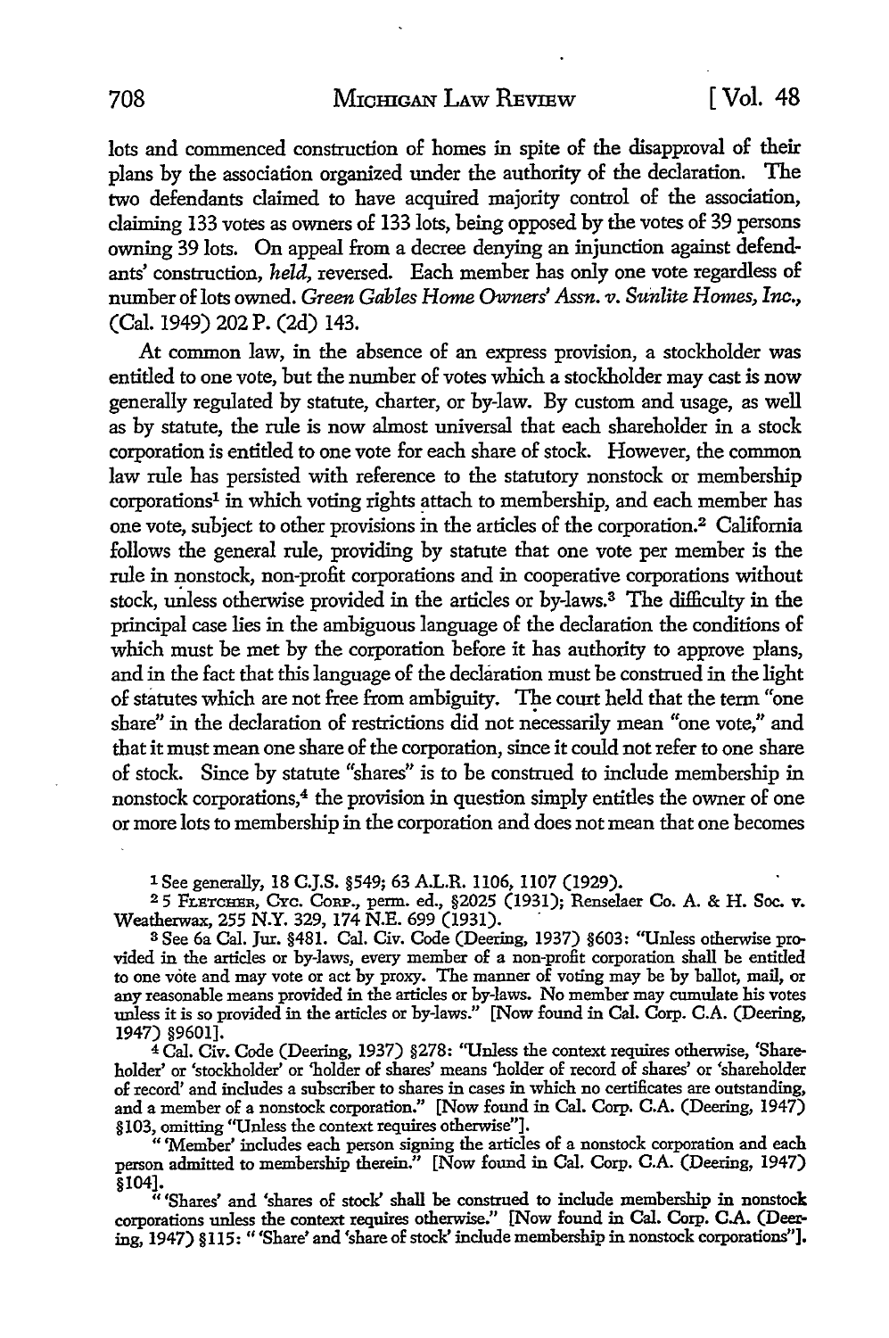lots and commenced construction of homes in spite of the disapproval of their plans by the association organized under the authority of the declaration. The two defendants claimed to have acquired majority control of the association, claiming 133 votes as owners of 133 lots, being opposed by the votes of 39 persons owning 39 lots. On appeal from a decree denying an injunction against defendants' construction, *held*, reversed. Each member has only one vote regardless of number of lots owned. *Green Gables Home Owners' Assn. v. Sunlite Homes, Inc.*, (Cal. 1949) 202 P. (2d) 143.

At common law, in the absence of an express provision, a stockholder was entitled to one vote, but the number of votes which a stockholder may cast is now generally regulated by statute, charter, or by-law. By custom and usage, as well as by statute, the rule is now almost universal that each shareholder in a stock corporation is entitled to one vote for each share of stock. However, the common law rule has persisted with reference to the statutory nonstock or membership corporations[1] in which voting rights attach to membership, and each member has one vote, subject to other provisions in the articles of the corporation.[2] California follows the general rule, providing by statute that one vote per member is the rule in nonstock, non-profit corporations and in cooperative corporations without stock, unless otherwise provided in the articles or by-laws.[3] The difficulty in the principal case lies in the ambiguous language of the declaration the conditions of which must be met by the corporation before it has authority to approve plans, and in the fact that this language of the declaration must be construed in the light of statutes which are not free from ambiguity. The court held that the term "one share" in the declaration of restrictions did not necessarily mean "one vote," and that it must mean one share of the corporation, since it could not refer to one share of stock. Since by statute "shares" is to be construed to include membership in nonstock corporations,[4] the provision in question simply entitles the owner of one or more lots to membership in the corporation and does not mean that one becomes

---

[1] See generally, 18 C.J.S. §549; 63 A.L.R. 1106, 1107 (1929).

[2] 5 FLETCHER, CYC. CORP., perm. ed., §2025 (1931); Renselaer Co. A. & H. Soc. v. Weatherwax, 255 N.Y. 329, 174 N.E. 699 (1931).

[3] See 6a Cal. Jur. §481. Cal. Civ. Code (Deering, 1937) §603: "Unless otherwise provided in the articles or by-laws, every member of a non-profit corporation shall be entitled to one vote and may vote or act by proxy. The manner of voting may be by ballot, mail, or any reasonable means provided in the articles or by-laws. No member may cumulate his votes unless it is so provided in the articles or by-laws." [Now found in Cal. Corp. C.A. (Deering, 1947) §9601].

[4] Cal. Civ. Code (Deering, 1937) §278: "Unless the context requires otherwise, 'Shareholder' or 'stockholder' or 'holder of shares' means 'holder of record of shares' or 'shareholder of record' and includes a subscriber to shares in cases in which no certificates are outstanding, and a member of a nonstock corporation." [Now found in Cal. Corp. C.A. (Deering, 1947) §103, omitting "Unless the context requires otherwise"].

"'Member' includes each person signing the articles of a nonstock corporation and each person admitted to membership therein." [Now found in Cal. Corp. C.A. (Deering, 1947) §104].

"'Shares' and 'shares of stock' shall be construed to include membership in nonstock corporations unless the context requires otherwise." [Now found in Cal. Corp. C.A. (Deering, 1947) §115: "'Share' and 'share of stock' include membership in nonstock corporations"].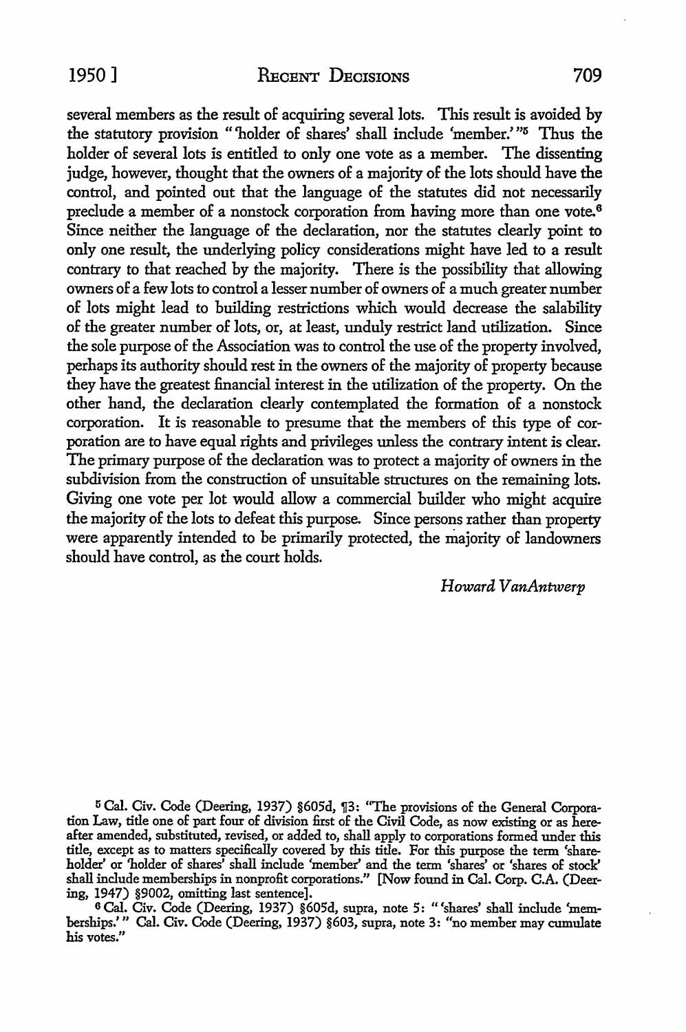several members as the result of acquiring several lots. This result is avoided by the statutory provision "'holder of shares' shall include 'member.'"[5] Thus the holder of several lots is entitled to only one vote as a member. The dissenting judge, however, thought that the owners of a majority of the lots should have the control, and pointed out that the language of the statutes did not necessarily preclude a member of a nonstock corporation from having more than one vote.[6] Since neither the language of the declaration, nor the statutes clearly point to only one result, the underlying policy considerations might have led to a result contrary to that reached by the majority. There is the possibility that allowing owners of a few lots to control a lesser number of owners of a much greater number of lots might lead to building restrictions which would decrease the salability of the greater number of lots, or, at least, unduly restrict land utilization. Since the sole purpose of the Association was to control the use of the property involved, perhaps its authority should rest in the owners of the majority of property because they have the greatest financial interest in the utilization of the property. On the other hand, the declaration clearly contemplated the formation of a nonstock corporation. It is reasonable to presume that the members of this type of corporation are to have equal rights and privileges unless the contrary intent is clear. The primary purpose of the declaration was to protect a majority of owners in the subdivision from the construction of unsuitable structures on the remaining lots. Giving one vote per lot would allow a commercial builder who might acquire the majority of the lots to defeat this purpose. Since persons rather than property were apparently intended to be primarily protected, the majority of landowners should have control, as the court holds.

*Howard VanAntwerp*

[5] Cal. Civ. Code (Deering, 1937) §605d, ¶3: "The provisions of the General Corporation Law, title one of part four of division first of the Civil Code, as now existing or as hereafter amended, substituted, revised, or added to, shall apply to corporations formed under this title, except as to matters specifically covered by this title. For this purpose the term 'shareholder' or 'holder of shares' shall include 'member' and the term 'shares' or 'shares of stock' shall include memberships in nonprofit corporations." [Now found in Cal. Corp. C.A. (Deering, 1947) §9002, omitting last sentence].

[6] Cal. Civ. Code (Deering, 1937) §605d, supra, note 5: "'shares' shall include 'memberships.'" Cal. Civ. Code (Deering, 1937) §603, supra, note 3: "no member may cumulate his votes."